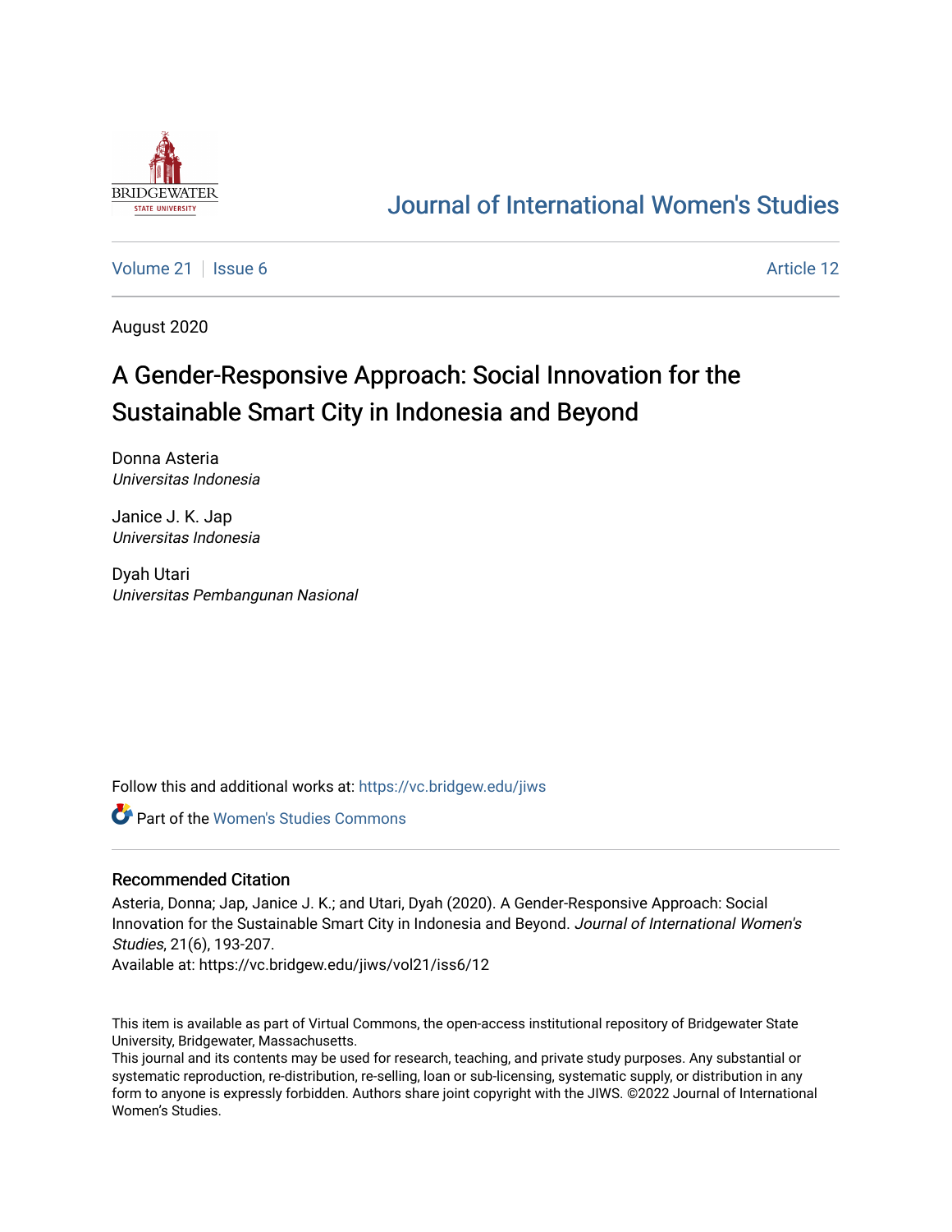# Journal of International Women's Studies

Volume 21 | Issue 6 Article 12

August 2020

## A Gender-Responsive Approach: Social Innovation for the Sustainable Smart City in Indonesia and Beyond

Donna Asteria
*Universitas Indonesia*

Janice J. K. Jap
*Universitas Indonesia*

Dyah Utari
*Universitas Pembangunan Nasional*

Follow this and additional works at: https://vc.bridgew.edu/jiws

Part of the Women's Studies Commons

### Recommended Citation

Asteria, Donna; Jap, Janice J. K.; and Utari, Dyah (2020). A Gender-Responsive Approach: Social Innovation for the Sustainable Smart City in Indonesia and Beyond. *Journal of International Women's Studies*, 21(6), 193-207.
Available at: https://vc.bridgew.edu/jiws/vol21/iss6/12

This item is available as part of Virtual Commons, the open-access institutional repository of Bridgewater State University, Bridgewater, Massachusetts.
This journal and its contents may be used for research, teaching, and private study purposes. Any substantial or systematic reproduction, re-distribution, re-selling, loan or sub-licensing, systematic supply, or distribution in any form to anyone is expressly forbidden. Authors share joint copyright with the JIWS. ©2022 Journal of International Women's Studies.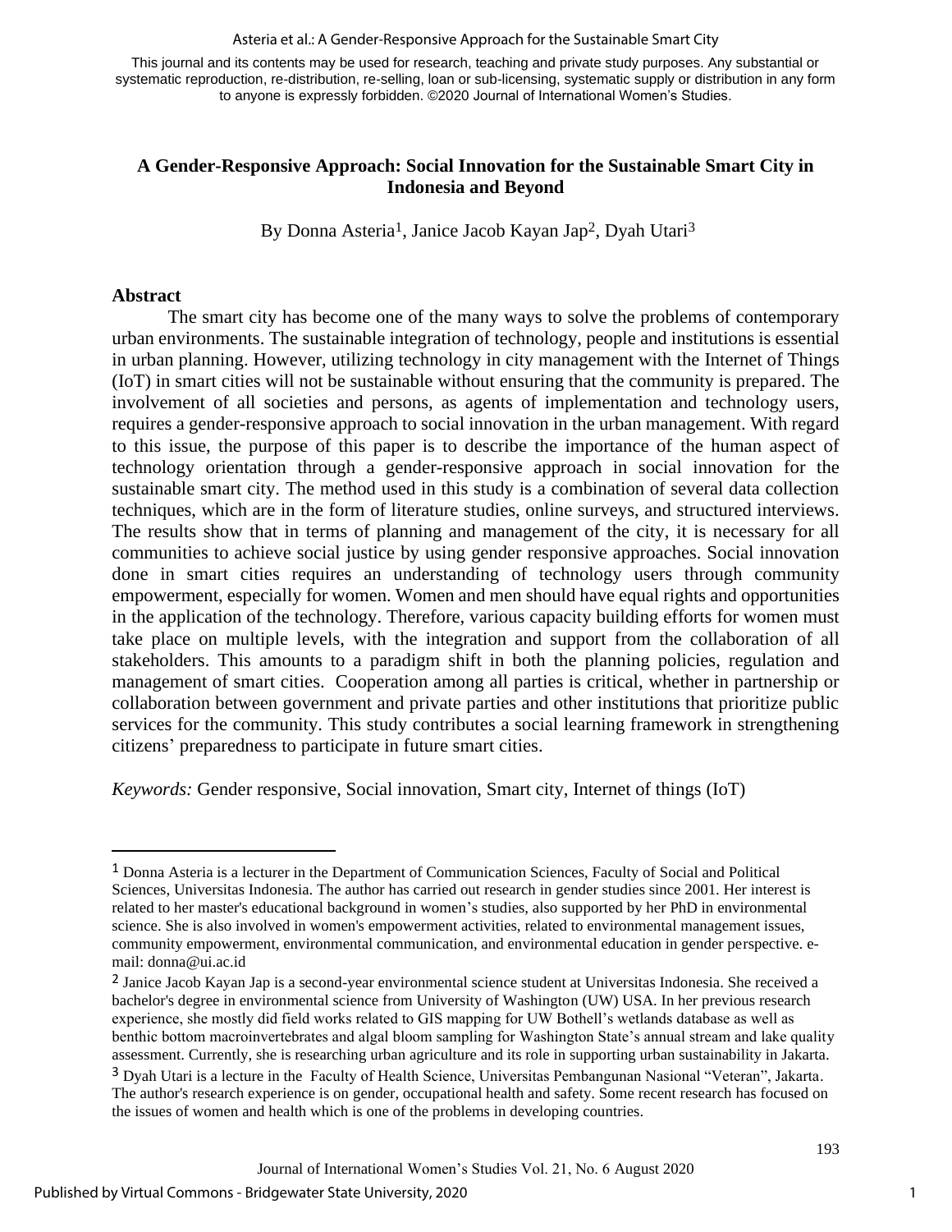# A Gender-Responsive Approach: Social Innovation for the Sustainable Smart City in Indonesia and Beyond

By Donna Asteria[1], Janice Jacob Kayan Jap[2], Dyah Utari[3]

## Abstract

The smart city has become one of the many ways to solve the problems of contemporary urban environments. The sustainable integration of technology, people and institutions is essential in urban planning. However, utilizing technology in city management with the Internet of Things (IoT) in smart cities will not be sustainable without ensuring that the community is prepared. The involvement of all societies and persons, as agents of implementation and technology users, requires a gender-responsive approach to social innovation in the urban management. With regard to this issue, the purpose of this paper is to describe the importance of the human aspect of technology orientation through a gender-responsive approach in social innovation for the sustainable smart city. The method used in this study is a combination of several data collection techniques, which are in the form of literature studies, online surveys, and structured interviews. The results show that in terms of planning and management of the city, it is necessary for all communities to achieve social justice by using gender responsive approaches. Social innovation done in smart cities requires an understanding of technology users through community empowerment, especially for women. Women and men should have equal rights and opportunities in the application of the technology. Therefore, various capacity building efforts for women must take place on multiple levels, with the integration and support from the collaboration of all stakeholders. This amounts to a paradigm shift in both the planning policies, regulation and management of smart cities. Cooperation among all parties is critical, whether in partnership or collaboration between government and private parties and other institutions that prioritize public services for the community. This study contributes a social learning framework in strengthening citizens' preparedness to participate in future smart cities.

*Keywords:* Gender responsive, Social innovation, Smart city, Internet of things (IoT)

---

[1] Donna Asteria is a lecturer in the Department of Communication Sciences, Faculty of Social and Political Sciences, Universitas Indonesia. The author has carried out research in gender studies since 2001. Her interest is related to her master's educational background in women's studies, also supported by her PhD in environmental science. She is also involved in women's empowerment activities, related to environmental management issues, community empowerment, environmental communication, and environmental education in gender perspective. e-mail: donna@ui.ac.id

[2] Janice Jacob Kayan Jap is a second-year environmental science student at Universitas Indonesia. She received a bachelor's degree in environmental science from University of Washington (UW) USA. In her previous research experience, she mostly did field works related to GIS mapping for UW Bothell's wetlands database as well as benthic bottom macroinvertebrates and algal bloom sampling for Washington State's annual stream and lake quality assessment. Currently, she is researching urban agriculture and its role in supporting urban sustainability in Jakarta.

[3] Dyah Utari is a lecture in the Faculty of Health Science, Universitas Pembangunan Nasional "Veteran", Jakarta. The author's research experience is on gender, occupational health and safety. Some recent research has focused on the issues of women and health which is one of the problems in developing countries.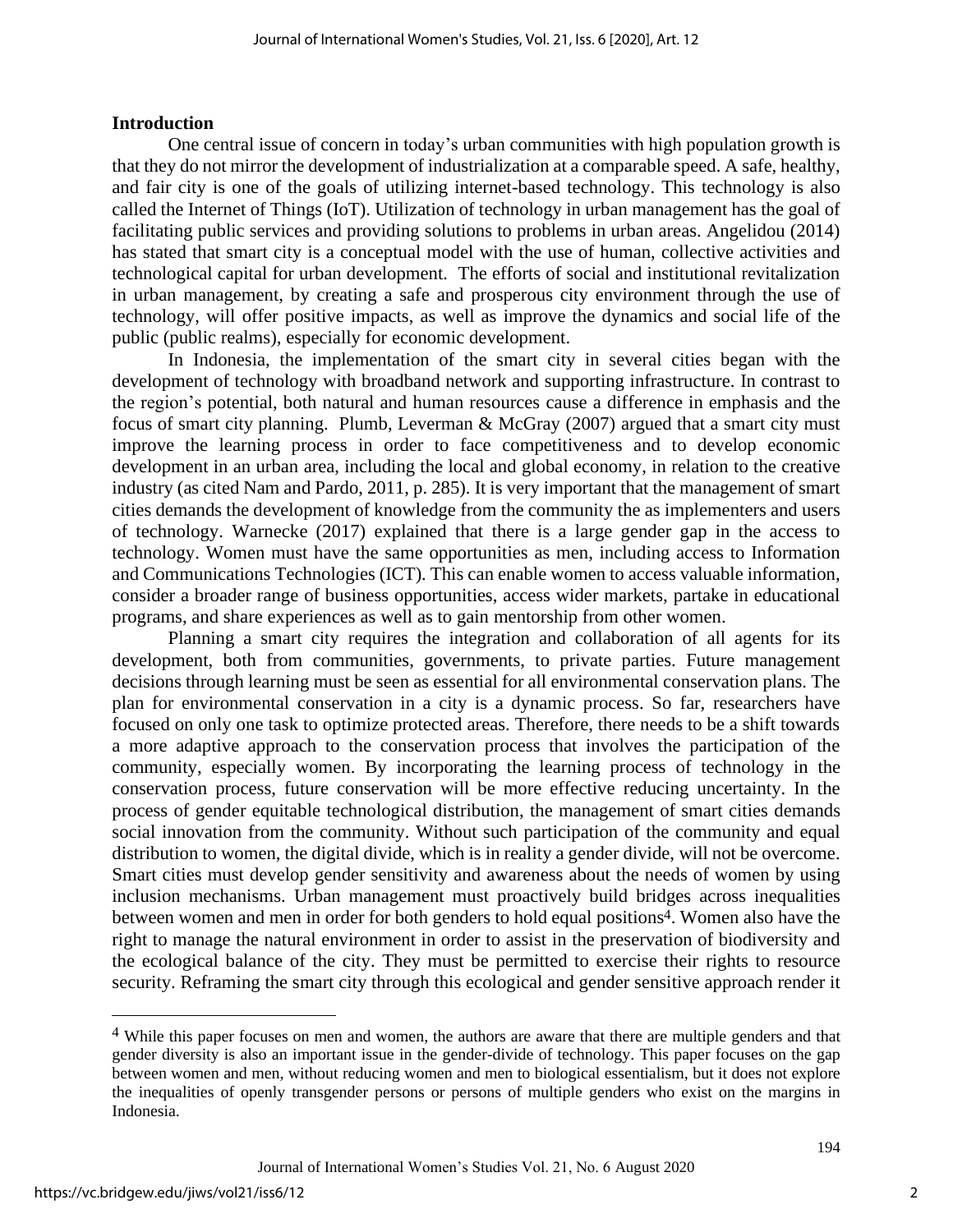## Introduction

One central issue of concern in today's urban communities with high population growth is that they do not mirror the development of industrialization at a comparable speed. A safe, healthy, and fair city is one of the goals of utilizing internet-based technology. This technology is also called the Internet of Things (IoT). Utilization of technology in urban management has the goal of facilitating public services and providing solutions to problems in urban areas. Angelidou (2014) has stated that smart city is a conceptual model with the use of human, collective activities and technological capital for urban development. The efforts of social and institutional revitalization in urban management, by creating a safe and prosperous city environment through the use of technology, will offer positive impacts, as well as improve the dynamics and social life of the public (public realms), especially for economic development.

In Indonesia, the implementation of the smart city in several cities began with the development of technology with broadband network and supporting infrastructure. In contrast to the region's potential, both natural and human resources cause a difference in emphasis and the focus of smart city planning. Plumb, Leverman & McGray (2007) argued that a smart city must improve the learning process in order to face competitiveness and to develop economic development in an urban area, including the local and global economy, in relation to the creative industry (as cited Nam and Pardo, 2011, p. 285). It is very important that the management of smart cities demands the development of knowledge from the community the as implementers and users of technology. Warnecke (2017) explained that there is a large gender gap in the access to technology. Women must have the same opportunities as men, including access to Information and Communications Technologies (ICT). This can enable women to access valuable information, consider a broader range of business opportunities, access wider markets, partake in educational programs, and share experiences as well as to gain mentorship from other women.

Planning a smart city requires the integration and collaboration of all agents for its development, both from communities, governments, to private parties. Future management decisions through learning must be seen as essential for all environmental conservation plans. The plan for environmental conservation in a city is a dynamic process. So far, researchers have focused on only one task to optimize protected areas. Therefore, there needs to be a shift towards a more adaptive approach to the conservation process that involves the participation of the community, especially women. By incorporating the learning process of technology in the conservation process, future conservation will be more effective reducing uncertainty. In the process of gender equitable technological distribution, the management of smart cities demands social innovation from the community. Without such participation of the community and equal distribution to women, the digital divide, which is in reality a gender divide, will not be overcome. Smart cities must develop gender sensitivity and awareness about the needs of women by using inclusion mechanisms. Urban management must proactively build bridges across inequalities between women and men in order for both genders to hold equal positions[4]. Women also have the right to manage the natural environment in order to assist in the preservation of biodiversity and the ecological balance of the city. They must be permitted to exercise their rights to resource security. Reframing the smart city through this ecological and gender sensitive approach render it

---

[4] While this paper focuses on men and women, the authors are aware that there are multiple genders and that gender diversity is also an important issue in the gender-divide of technology. This paper focuses on the gap between women and men, without reducing women and men to biological essentialism, but it does not explore the inequalities of openly transgender persons or persons of multiple genders who exist on the margins in Indonesia.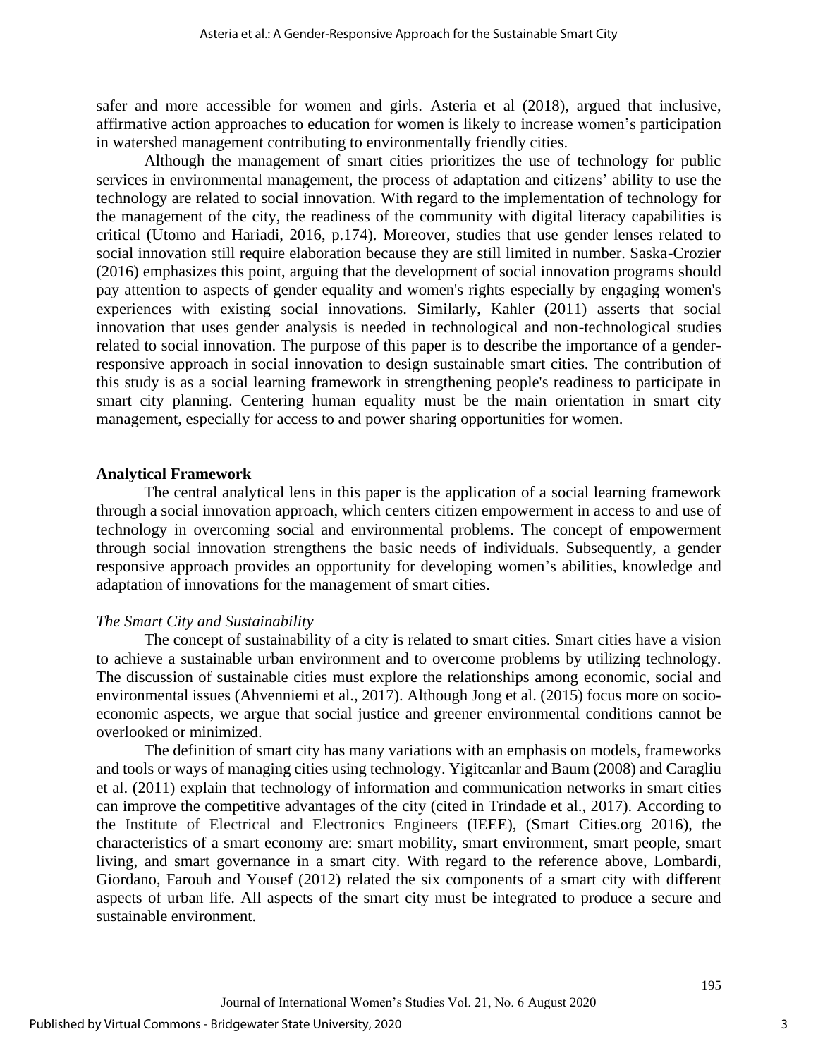safer and more accessible for women and girls. Asteria et al (2018), argued that inclusive, affirmative action approaches to education for women is likely to increase women's participation in watershed management contributing to environmentally friendly cities.

Although the management of smart cities prioritizes the use of technology for public services in environmental management, the process of adaptation and citizens' ability to use the technology are related to social innovation. With regard to the implementation of technology for the management of the city, the readiness of the community with digital literacy capabilities is critical (Utomo and Hariadi, 2016, p.174). Moreover, studies that use gender lenses related to social innovation still require elaboration because they are still limited in number. Saska-Crozier (2016) emphasizes this point, arguing that the development of social innovation programs should pay attention to aspects of gender equality and women's rights especially by engaging women's experiences with existing social innovations. Similarly, Kahler (2011) asserts that social innovation that uses gender analysis is needed in technological and non-technological studies related to social innovation. The purpose of this paper is to describe the importance of a gender-responsive approach in social innovation to design sustainable smart cities. The contribution of this study is as a social learning framework in strengthening people's readiness to participate in smart city planning. Centering human equality must be the main orientation in smart city management, especially for access to and power sharing opportunities for women.

## Analytical Framework

The central analytical lens in this paper is the application of a social learning framework through a social innovation approach, which centers citizen empowerment in access to and use of technology in overcoming social and environmental problems. The concept of empowerment through social innovation strengthens the basic needs of individuals. Subsequently, a gender responsive approach provides an opportunity for developing women's abilities, knowledge and adaptation of innovations for the management of smart cities.

### *The Smart City and Sustainability*

The concept of sustainability of a city is related to smart cities. Smart cities have a vision to achieve a sustainable urban environment and to overcome problems by utilizing technology. The discussion of sustainable cities must explore the relationships among economic, social and environmental issues (Ahvenniemi et al., 2017). Although Jong et al. (2015) focus more on socio-economic aspects, we argue that social justice and greener environmental conditions cannot be overlooked or minimized.

The definition of smart city has many variations with an emphasis on models, frameworks and tools or ways of managing cities using technology. Yigitcanlar and Baum (2008) and Caragliu et al. (2011) explain that technology of information and communication networks in smart cities can improve the competitive advantages of the city (cited in Trindade et al., 2017). According to the Institute of Electrical and Electronics Engineers (IEEE), (Smart Cities.org 2016), the characteristics of a smart economy are: smart mobility, smart environment, smart people, smart living, and smart governance in a smart city. With regard to the reference above, Lombardi, Giordano, Farouh and Yousef (2012) related the six components of a smart city with different aspects of urban life. All aspects of the smart city must be integrated to produce a secure and sustainable environment.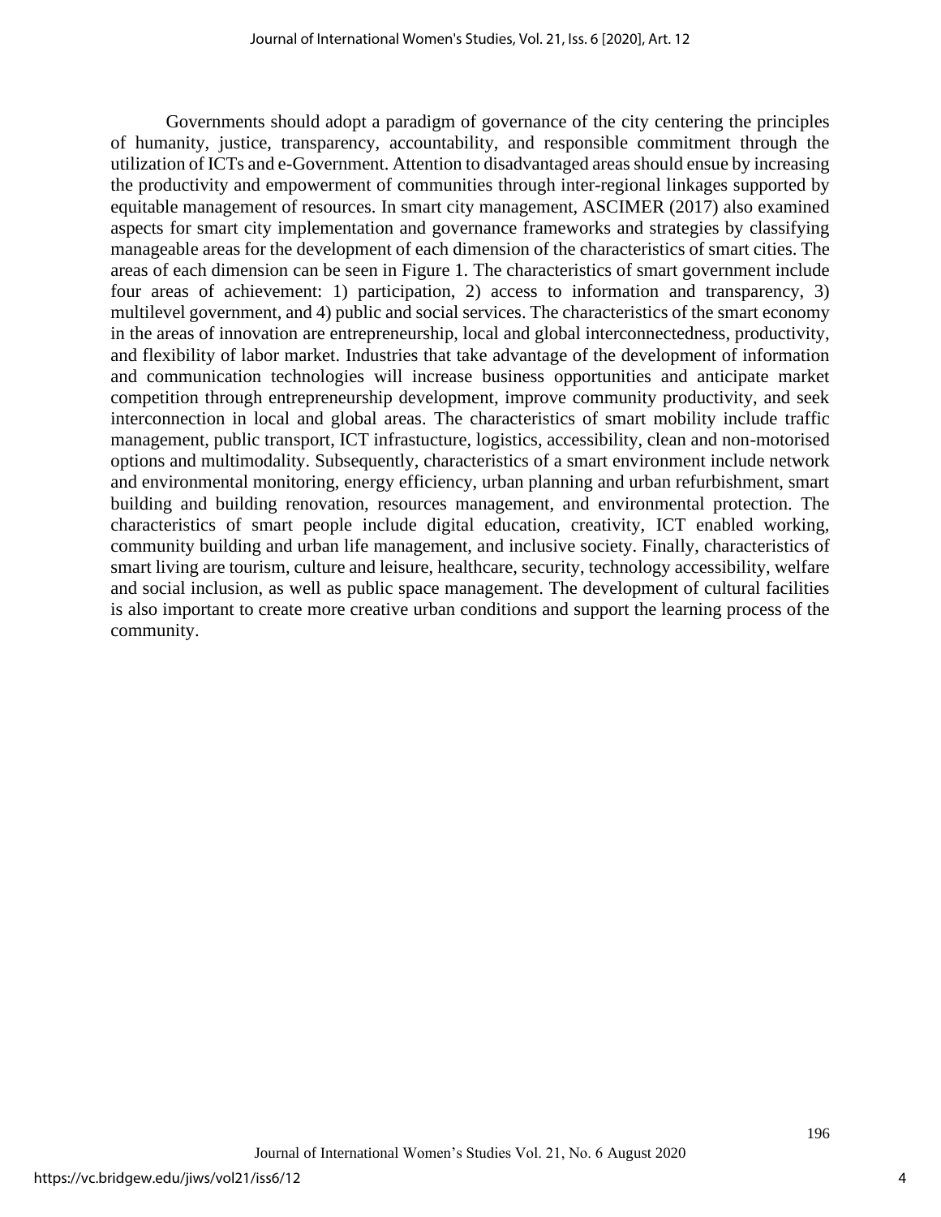Governments should adopt a paradigm of governance of the city centering the principles of humanity, justice, transparency, accountability, and responsible commitment through the utilization of ICTs and e-Government. Attention to disadvantaged areas should ensue by increasing the productivity and empowerment of communities through inter-regional linkages supported by equitable management of resources. In smart city management, ASCIMER (2017) also examined aspects for smart city implementation and governance frameworks and strategies by classifying manageable areas for the development of each dimension of the characteristics of smart cities. The areas of each dimension can be seen in Figure 1. The characteristics of smart government include four areas of achievement: 1) participation, 2) access to information and transparency, 3) multilevel government, and 4) public and social services. The characteristics of the smart economy in the areas of innovation are entrepreneurship, local and global interconnectedness, productivity, and flexibility of labor market. Industries that take advantage of the development of information and communication technologies will increase business opportunities and anticipate market competition through entrepreneurship development, improve community productivity, and seek interconnection in local and global areas. The characteristics of smart mobility include traffic management, public transport, ICT infrastucture, logistics, accessibility, clean and non-motorised options and multimodality. Subsequently, characteristics of a smart environment include network and environmental monitoring, energy efficiency, urban planning and urban refurbishment, smart building and building renovation, resources management, and environmental protection. The characteristics of smart people include digital education, creativity, ICT enabled working, community building and urban life management, and inclusive society. Finally, characteristics of smart living are tourism, culture and leisure, healthcare, security, technology accessibility, welfare and social inclusion, as well as public space management. The development of cultural facilities is also important to create more creative urban conditions and support the learning process of the community.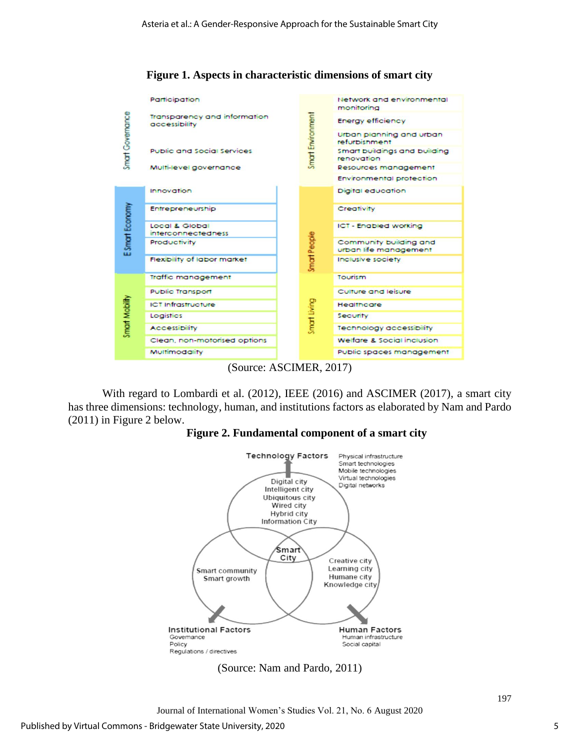**Figure 1. Aspects in characteristic dimensions of smart city**

| Dimension | Aspects | Dimension | Aspects |
|---|---|---|---|
| Smart Governance | Participation | Smart Environment | Network and environmental monitoring |
| | Transparency and information accessibility | | Energy efficiency |
| | Public and Social Services | | Urban planning and urban refurbishment |
| | Multi-level governance | | Smart buildings and building renovation |
| | | | Resources management |
| | | | Environmental protection |
| E Smart Economy | Innovation | Smart People | Digital education |
| | Entrepreneurship | | Creativity |
| | Local & Global interconnectedness | | ICT - Enabled working |
| | Productivity | | Community building and urban life management |
| | Flexibility of labor market | | Inclusive society |
| Smart Mobility | Traffic management | Smart Living | Tourism |
| | Public Transport | | Culture and leisure |
| | ICT Infrastructure | | Healthcare |
| | Logistics | | Security |
| | Accessibility | | Technology accessibility |
| | Clean, non-motorised options | | Welfare & Social inclusion |
| | Multimodality | | Public spaces management |

(Source: ASCIMER, 2017)

With regard to Lombardi et al. (2012), IEEE (2016) and ASCIMER (2017), a smart city has three dimensions: technology, human, and institutions factors as elaborated by Nam and Pardo (2011) in Figure 2 below.

**Figure 2. Fundamental component of a smart city**

Technology Factors: Physical infrastructure, Smart technologies, Mobile technologies, Virtual technologies, Digital networks

Digital city, Intelligent city, Ubiquitous city, Wired city, Hybrid city, Information City

Smart community, Smart growth

Smart City

Creative city, Learning city, Humane city, Knowledge city

Institutional Factors: Governance, Policy, Regulations / directives

Human Factors: Human infrastructure, Social capital

(Source: Nam and Pardo, 2011)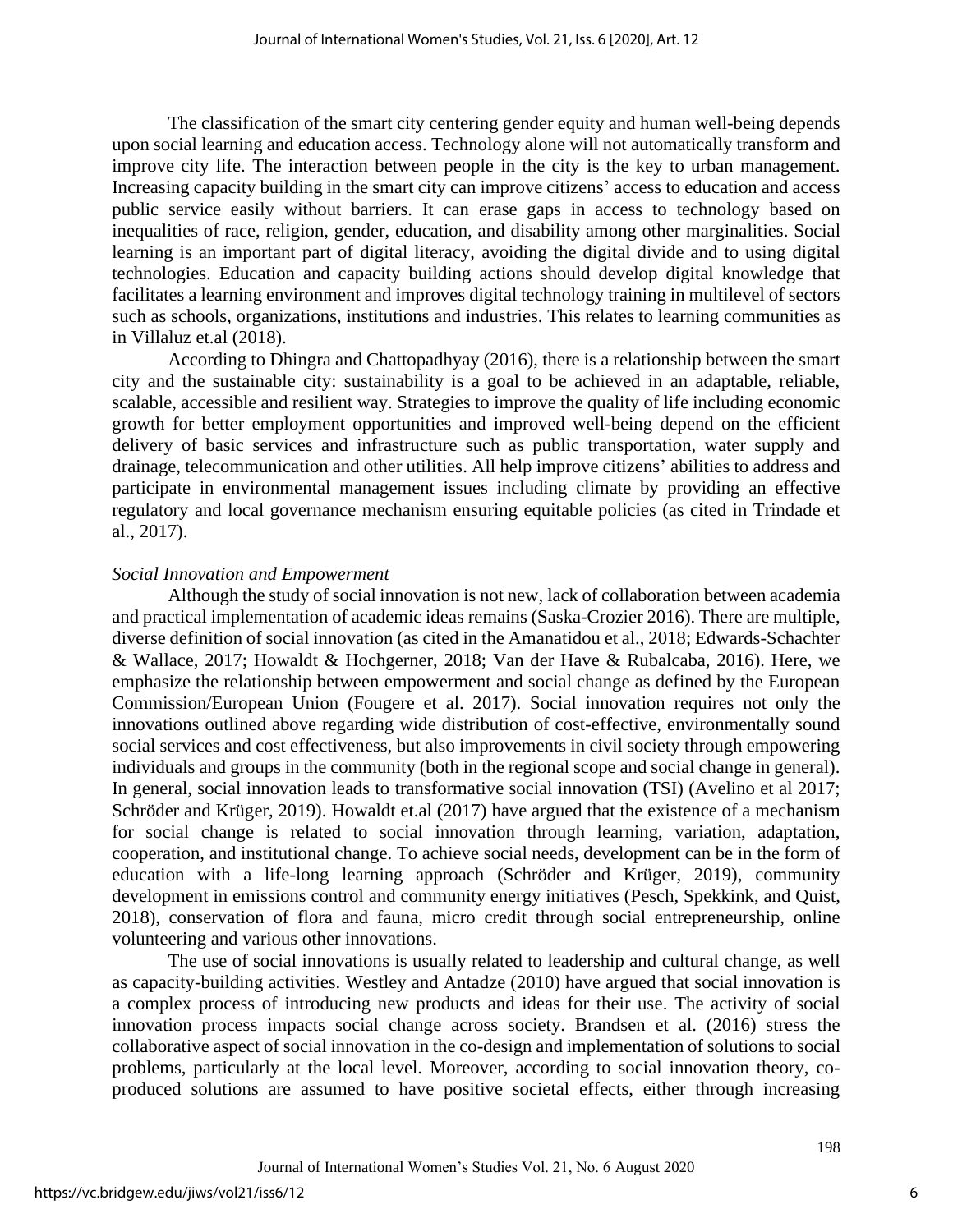The classification of the smart city centering gender equity and human well-being depends upon social learning and education access. Technology alone will not automatically transform and improve city life. The interaction between people in the city is the key to urban management. Increasing capacity building in the smart city can improve citizens' access to education and access public service easily without barriers. It can erase gaps in access to technology based on inequalities of race, religion, gender, education, and disability among other marginalities. Social learning is an important part of digital literacy, avoiding the digital divide and to using digital technologies. Education and capacity building actions should develop digital knowledge that facilitates a learning environment and improves digital technology training in multilevel of sectors such as schools, organizations, institutions and industries. This relates to learning communities as in Villaluz et.al (2018).

According to Dhingra and Chattopadhyay (2016), there is a relationship between the smart city and the sustainable city: sustainability is a goal to be achieved in an adaptable, reliable, scalable, accessible and resilient way. Strategies to improve the quality of life including economic growth for better employment opportunities and improved well-being depend on the efficient delivery of basic services and infrastructure such as public transportation, water supply and drainage, telecommunication and other utilities. All help improve citizens' abilities to address and participate in environmental management issues including climate by providing an effective regulatory and local governance mechanism ensuring equitable policies (as cited in Trindade et al., 2017).

*Social Innovation and Empowerment*

Although the study of social innovation is not new, lack of collaboration between academia and practical implementation of academic ideas remains (Saska-Crozier 2016). There are multiple, diverse definition of social innovation (as cited in the Amanatidou et al., 2018; Edwards-Schachter & Wallace, 2017; Howaldt & Hochgerner, 2018; Van der Have & Rubalcaba, 2016). Here, we emphasize the relationship between empowerment and social change as defined by the European Commission/European Union (Fougere et al. 2017). Social innovation requires not only the innovations outlined above regarding wide distribution of cost-effective, environmentally sound social services and cost effectiveness, but also improvements in civil society through empowering individuals and groups in the community (both in the regional scope and social change in general). In general, social innovation leads to transformative social innovation (TSI) (Avelino et al 2017; Schröder and Krüger, 2019). Howaldt et.al (2017) have argued that the existence of a mechanism for social change is related to social innovation through learning, variation, adaptation, cooperation, and institutional change. To achieve social needs, development can be in the form of education with a life-long learning approach (Schröder and Krüger, 2019), community development in emissions control and community energy initiatives (Pesch, Spekkink, and Quist, 2018), conservation of flora and fauna, micro credit through social entrepreneurship, online volunteering and various other innovations.

The use of social innovations is usually related to leadership and cultural change, as well as capacity-building activities. Westley and Antadze (2010) have argued that social innovation is a complex process of introducing new products and ideas for their use. The activity of social innovation process impacts social change across society. Brandsen et al. (2016) stress the collaborative aspect of social innovation in the co-design and implementation of solutions to social problems, particularly at the local level. Moreover, according to social innovation theory, co-produced solutions are assumed to have positive societal effects, either through increasing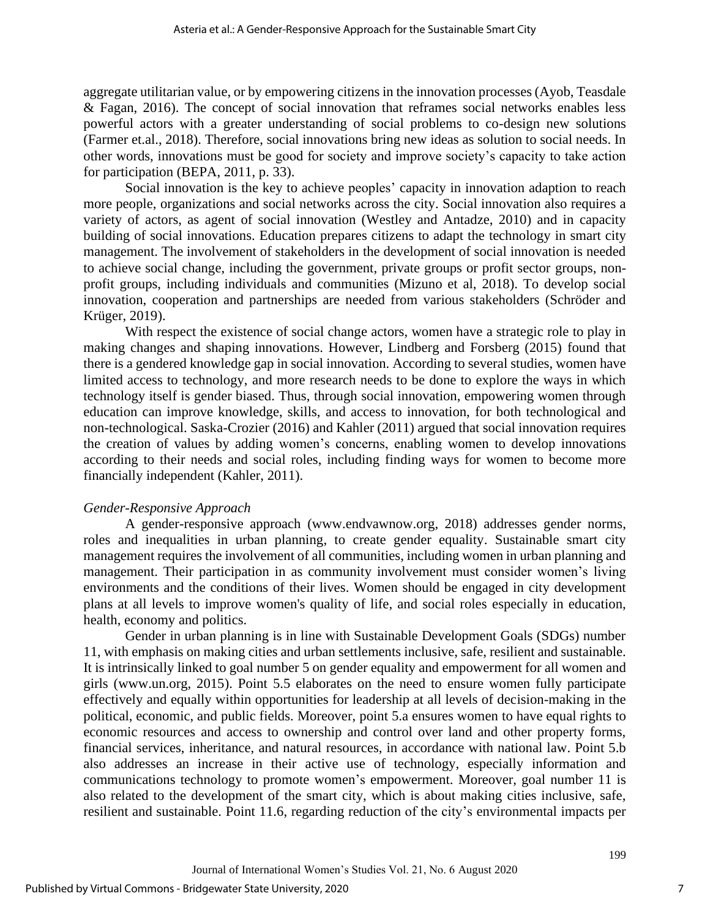aggregate utilitarian value, or by empowering citizens in the innovation processes (Ayob, Teasdale & Fagan, 2016). The concept of social innovation that reframes social networks enables less powerful actors with a greater understanding of social problems to co-design new solutions (Farmer et.al., 2018). Therefore, social innovations bring new ideas as solution to social needs. In other words, innovations must be good for society and improve society's capacity to take action for participation (BEPA, 2011, p. 33).

Social innovation is the key to achieve peoples' capacity in innovation adaption to reach more people, organizations and social networks across the city. Social innovation also requires a variety of actors, as agent of social innovation (Westley and Antadze, 2010) and in capacity building of social innovations. Education prepares citizens to adapt the technology in smart city management. The involvement of stakeholders in the development of social innovation is needed to achieve social change, including the government, private groups or profit sector groups, non-profit groups, including individuals and communities (Mizuno et al, 2018). To develop social innovation, cooperation and partnerships are needed from various stakeholders (Schröder and Krüger, 2019).

With respect the existence of social change actors, women have a strategic role to play in making changes and shaping innovations. However, Lindberg and Forsberg (2015) found that there is a gendered knowledge gap in social innovation. According to several studies, women have limited access to technology, and more research needs to be done to explore the ways in which technology itself is gender biased. Thus, through social innovation, empowering women through education can improve knowledge, skills, and access to innovation, for both technological and non-technological. Saska-Crozier (2016) and Kahler (2011) argued that social innovation requires the creation of values by adding women's concerns, enabling women to develop innovations according to their needs and social roles, including finding ways for women to become more financially independent (Kahler, 2011).

*Gender-Responsive Approach*

A gender-responsive approach (www.endvawnow.org, 2018) addresses gender norms, roles and inequalities in urban planning, to create gender equality. Sustainable smart city management requires the involvement of all communities, including women in urban planning and management. Their participation in as community involvement must consider women's living environments and the conditions of their lives. Women should be engaged in city development plans at all levels to improve women's quality of life, and social roles especially in education, health, economy and politics.

Gender in urban planning is in line with Sustainable Development Goals (SDGs) number 11, with emphasis on making cities and urban settlements inclusive, safe, resilient and sustainable. It is intrinsically linked to goal number 5 on gender equality and empowerment for all women and girls (www.un.org, 2015). Point 5.5 elaborates on the need to ensure women fully participate effectively and equally within opportunities for leadership at all levels of decision-making in the political, economic, and public fields. Moreover, point 5.a ensures women to have equal rights to economic resources and access to ownership and control over land and other property forms, financial services, inheritance, and natural resources, in accordance with national law. Point 5.b also addresses an increase in their active use of technology, especially information and communications technology to promote women's empowerment. Moreover, goal number 11 is also related to the development of the smart city, which is about making cities inclusive, safe, resilient and sustainable. Point 11.6, regarding reduction of the city's environmental impacts per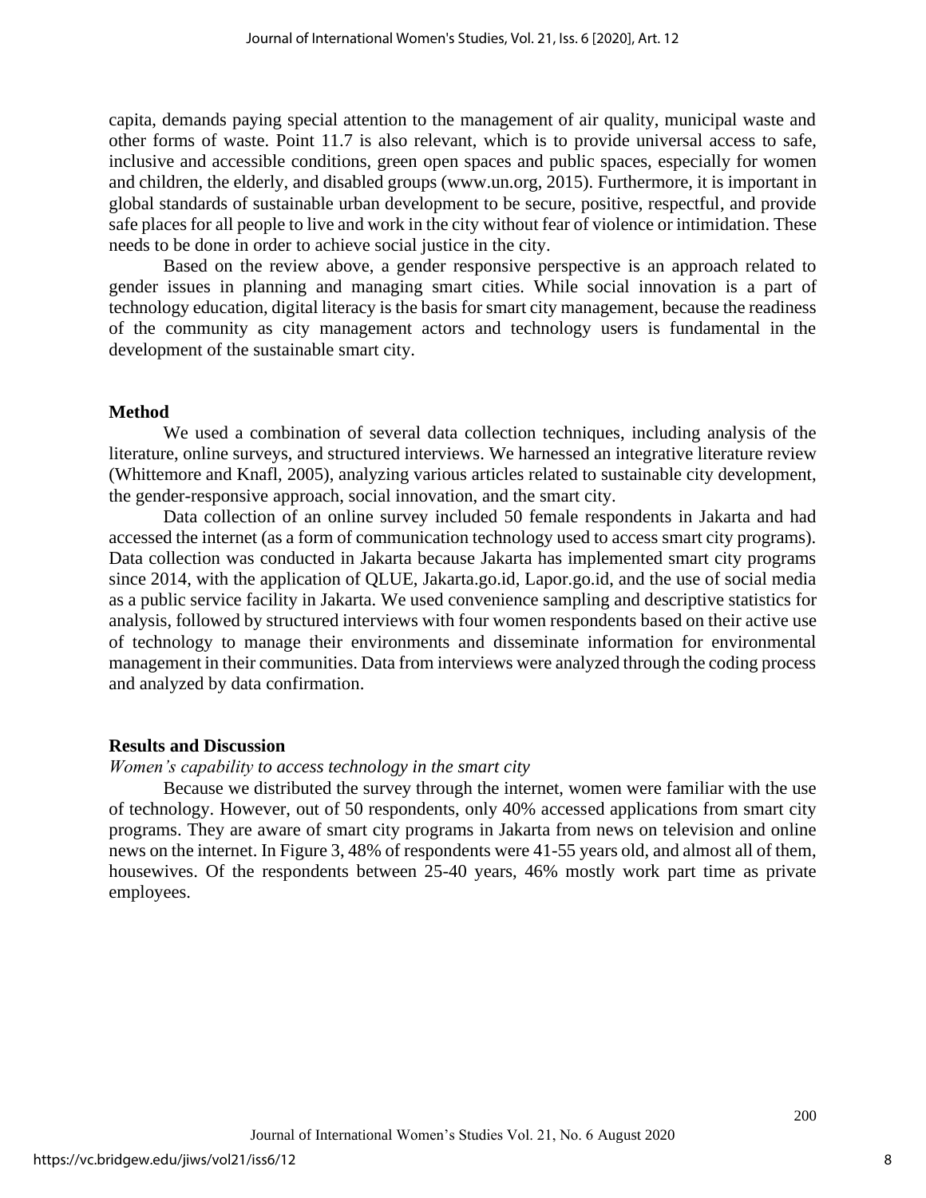capita, demands paying special attention to the management of air quality, municipal waste and other forms of waste. Point 11.7 is also relevant, which is to provide universal access to safe, inclusive and accessible conditions, green open spaces and public spaces, especially for women and children, the elderly, and disabled groups (www.un.org, 2015). Furthermore, it is important in global standards of sustainable urban development to be secure, positive, respectful, and provide safe places for all people to live and work in the city without fear of violence or intimidation. These needs to be done in order to achieve social justice in the city.

Based on the review above, a gender responsive perspective is an approach related to gender issues in planning and managing smart cities. While social innovation is a part of technology education, digital literacy is the basis for smart city management, because the readiness of the community as city management actors and technology users is fundamental in the development of the sustainable smart city.

## Method

We used a combination of several data collection techniques, including analysis of the literature, online surveys, and structured interviews. We harnessed an integrative literature review (Whittemore and Knafl, 2005), analyzing various articles related to sustainable city development, the gender-responsive approach, social innovation, and the smart city.

Data collection of an online survey included 50 female respondents in Jakarta and had accessed the internet (as a form of communication technology used to access smart city programs). Data collection was conducted in Jakarta because Jakarta has implemented smart city programs since 2014, with the application of QLUE, Jakarta.go.id, Lapor.go.id, and the use of social media as a public service facility in Jakarta. We used convenience sampling and descriptive statistics for analysis, followed by structured interviews with four women respondents based on their active use of technology to manage their environments and disseminate information for environmental management in their communities. Data from interviews were analyzed through the coding process and analyzed by data confirmation.

## Results and Discussion

### *Women's capability to access technology in the smart city*

Because we distributed the survey through the internet, women were familiar with the use of technology. However, out of 50 respondents, only 40% accessed applications from smart city programs. They are aware of smart city programs in Jakarta from news on television and online news on the internet. In Figure 3, 48% of respondents were 41-55 years old, and almost all of them, housewives. Of the respondents between 25-40 years, 46% mostly work part time as private employees.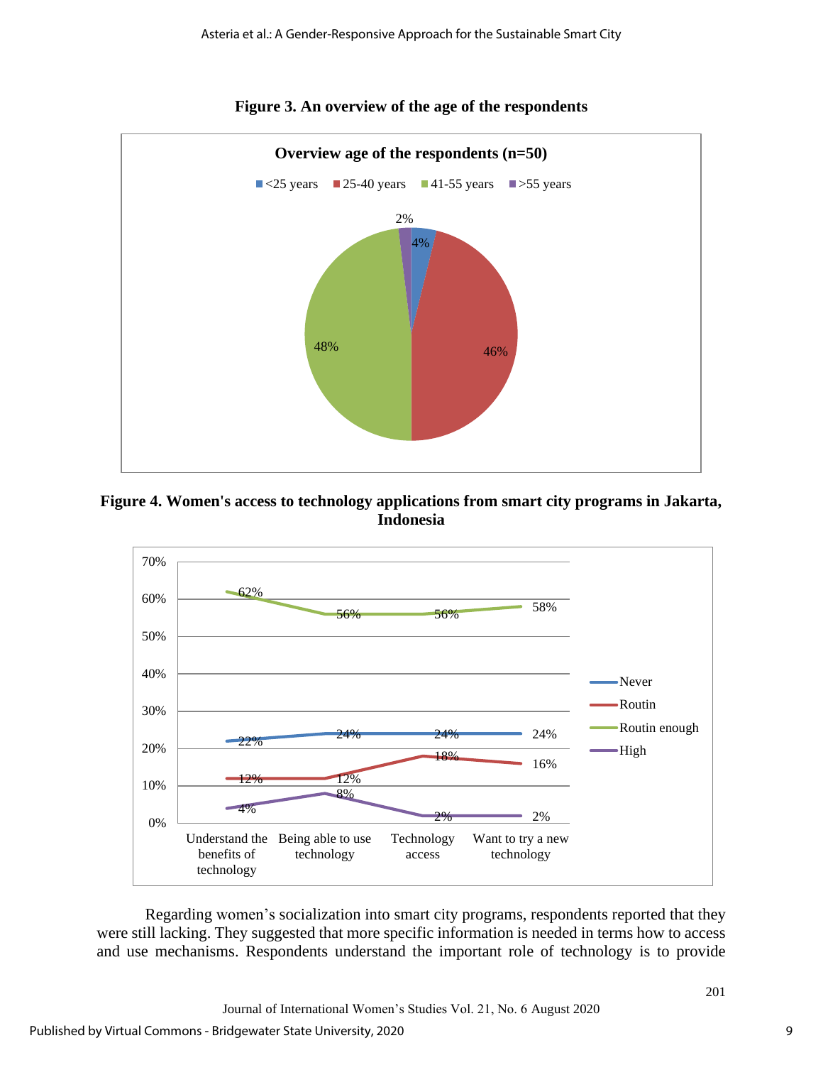**Figure 3. An overview of the age of the respondents**

**Overview age of the respondents (n=50)**

| Age group | Percentage |
|---|---|
| <25 years | 4% |
| 25-40 years | 46% |
| 41-55 years | 48% |
| >55 years | 2% |

**Figure 4. Women's access to technology applications from smart city programs in Jakarta, Indonesia**

| | Understand the benefits of technology | Being able to use technology | Technology access | Want to try a new technology |
|---|---|---|---|---|
| Never | 22% | 24% | 24% | 24% |
| Routin | 12% | 12% | 18% | 16% |
| Routin enough | 62% | 56% | 56% | 58% |
| High | 4% | 8% | 2% | 2% |

Regarding women's socialization into smart city programs, respondents reported that they were still lacking. They suggested that more specific information is needed in terms how to access and use mechanisms. Respondents understand the important role of technology is to provide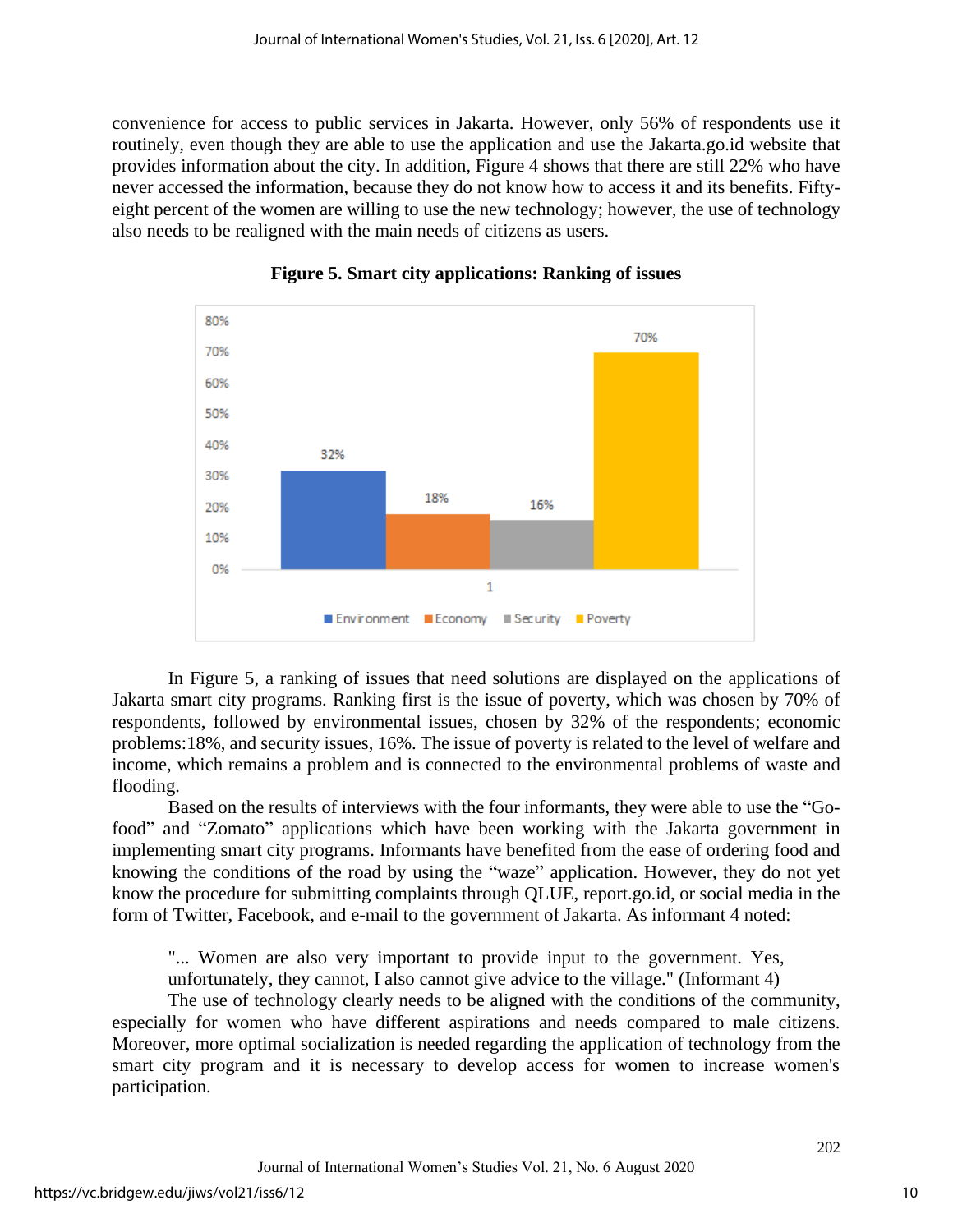convenience for access to public services in Jakarta. However, only 56% of respondents use it routinely, even though they are able to use the application and use the Jakarta.go.id website that provides information about the city. In addition, Figure 4 shows that there are still 22% who have never accessed the information, because they do not know how to access it and its benefits. Fifty-eight percent of the women are willing to use the new technology; however, the use of technology also needs to be realigned with the main needs of citizens as users.

**Figure 5. Smart city applications: Ranking of issues**

| | Environment | Economy | Security | Poverty |
|---|---|---|---|---|
| 1 | 32% | 18% | 16% | 70% |

In Figure 5, a ranking of issues that need solutions are displayed on the applications of Jakarta smart city programs. Ranking first is the issue of poverty, which was chosen by 70% of respondents, followed by environmental issues, chosen by 32% of the respondents; economic problems:18%, and security issues, 16%. The issue of poverty is related to the level of welfare and income, which remains a problem and is connected to the environmental problems of waste and flooding.

Based on the results of interviews with the four informants, they were able to use the "Go-food" and "Zomato" applications which have been working with the Jakarta government in implementing smart city programs. Informants have benefited from the ease of ordering food and knowing the conditions of the road by using the "waze" application. However, they do not yet know the procedure for submitting complaints through QLUE, report.go.id, or social media in the form of Twitter, Facebook, and e-mail to the government of Jakarta. As informant 4 noted:

> "... Women are also very important to provide input to the government. Yes, unfortunately, they cannot, I also cannot give advice to the village." (Informant 4)

The use of technology clearly needs to be aligned with the conditions of the community, especially for women who have different aspirations and needs compared to male citizens. Moreover, more optimal socialization is needed regarding the application of technology from the smart city program and it is necessary to develop access for women to increase women's participation.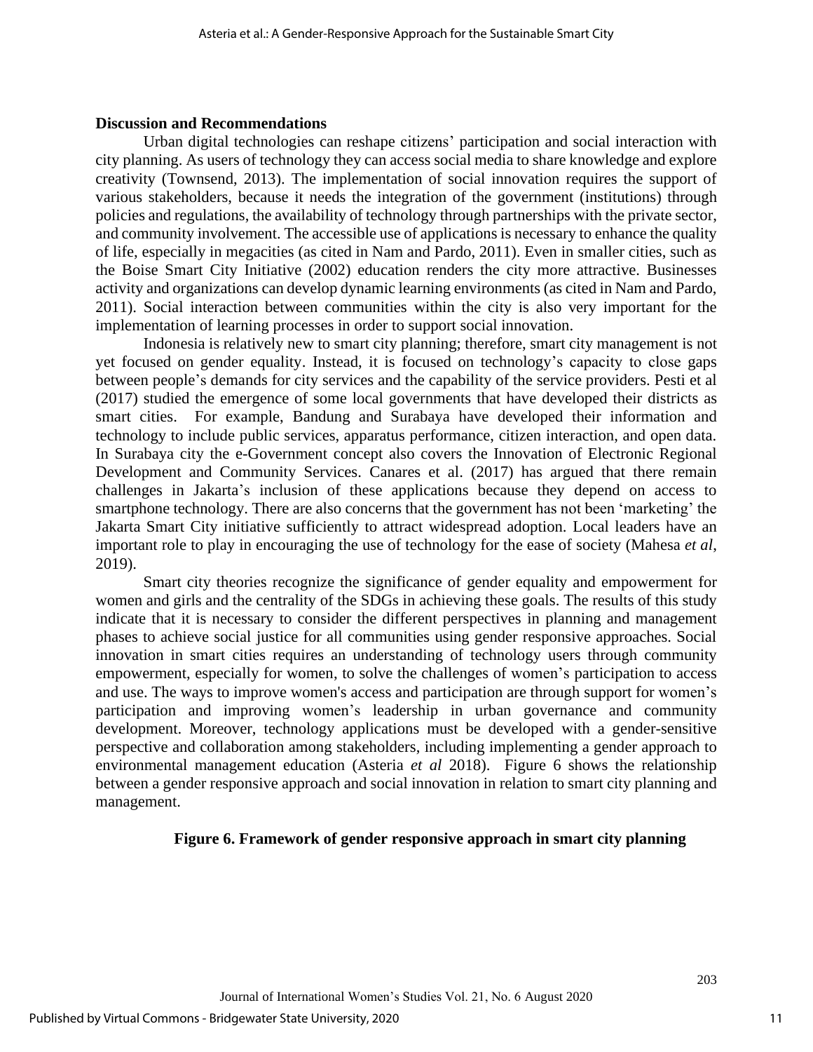**Discussion and Recommendations**

Urban digital technologies can reshape citizens' participation and social interaction with city planning. As users of technology they can access social media to share knowledge and explore creativity (Townsend, 2013). The implementation of social innovation requires the support of various stakeholders, because it needs the integration of the government (institutions) through policies and regulations, the availability of technology through partnerships with the private sector, and community involvement. The accessible use of applications is necessary to enhance the quality of life, especially in megacities (as cited in Nam and Pardo, 2011). Even in smaller cities, such as the Boise Smart City Initiative (2002) education renders the city more attractive. Businesses activity and organizations can develop dynamic learning environments (as cited in Nam and Pardo, 2011). Social interaction between communities within the city is also very important for the implementation of learning processes in order to support social innovation.

Indonesia is relatively new to smart city planning; therefore, smart city management is not yet focused on gender equality. Instead, it is focused on technology's capacity to close gaps between people's demands for city services and the capability of the service providers. Pesti et al (2017) studied the emergence of some local governments that have developed their districts as smart cities. For example, Bandung and Surabaya have developed their information and technology to include public services, apparatus performance, citizen interaction, and open data. In Surabaya city the e-Government concept also covers the Innovation of Electronic Regional Development and Community Services. Canares et al. (2017) has argued that there remain challenges in Jakarta's inclusion of these applications because they depend on access to smartphone technology. There are also concerns that the government has not been 'marketing' the Jakarta Smart City initiative sufficiently to attract widespread adoption. Local leaders have an important role to play in encouraging the use of technology for the ease of society (Mahesa *et al*, 2019).

Smart city theories recognize the significance of gender equality and empowerment for women and girls and the centrality of the SDGs in achieving these goals. The results of this study indicate that it is necessary to consider the different perspectives in planning and management phases to achieve social justice for all communities using gender responsive approaches. Social innovation in smart cities requires an understanding of technology users through community empowerment, especially for women, to solve the challenges of women's participation to access and use. The ways to improve women's access and participation are through support for women's participation and improving women's leadership in urban governance and community development. Moreover, technology applications must be developed with a gender-sensitive perspective and collaboration among stakeholders, including implementing a gender approach to environmental management education (Asteria *et al* 2018). Figure 6 shows the relationship between a gender responsive approach and social innovation in relation to smart city planning and management.

**Figure 6. Framework of gender responsive approach in smart city planning**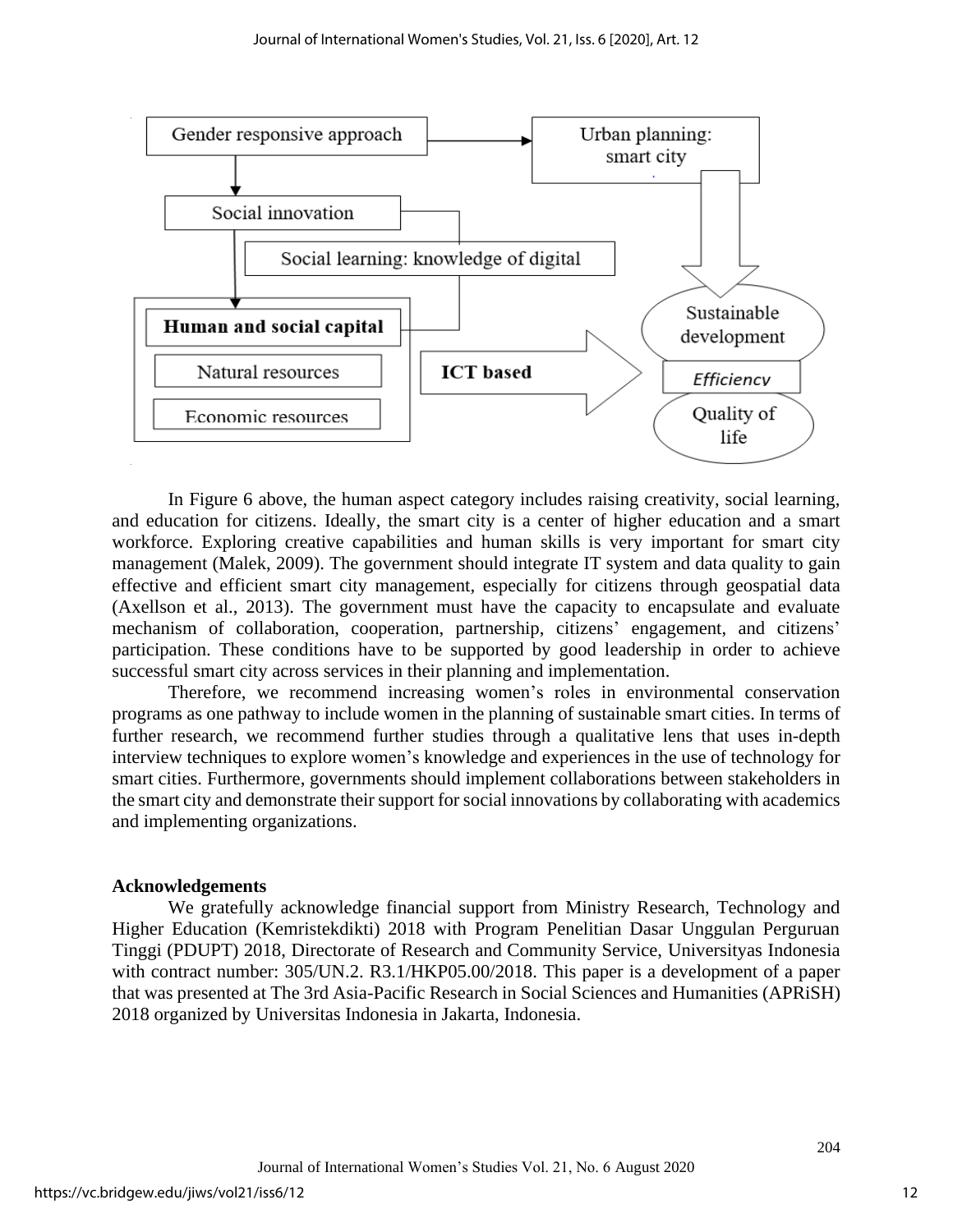In Figure 6 above, the human aspect category includes raising creativity, social learning, and education for citizens. Ideally, the smart city is a center of higher education and a smart workforce. Exploring creative capabilities and human skills is very important for smart city management (Malek, 2009). The government should integrate IT system and data quality to gain effective and efficient smart city management, especially for citizens through geospatial data (Axellson et al., 2013). The government must have the capacity to encapsulate and evaluate mechanism of collaboration, cooperation, partnership, citizens' engagement, and citizens' participation. These conditions have to be supported by good leadership in order to achieve successful smart city across services in their planning and implementation.

Therefore, we recommend increasing women's roles in environmental conservation programs as one pathway to include women in the planning of sustainable smart cities. In terms of further research, we recommend further studies through a qualitative lens that uses in-depth interview techniques to explore women's knowledge and experiences in the use of technology for smart cities. Furthermore, governments should implement collaborations between stakeholders in the smart city and demonstrate their support for social innovations by collaborating with academics and implementing organizations.

## Acknowledgements

We gratefully acknowledge financial support from Ministry Research, Technology and Higher Education (Kemristekdikti) 2018 with Program Penelitian Dasar Unggulan Perguruan Tinggi (PDUPT) 2018, Directorate of Research and Community Service, Universityas Indonesia with contract number: 305/UN.2. R3.1/HKP05.00/2018. This paper is a development of a paper that was presented at The 3rd Asia-Pacific Research in Social Sciences and Humanities (APRiSH) 2018 organized by Universitas Indonesia in Jakarta, Indonesia.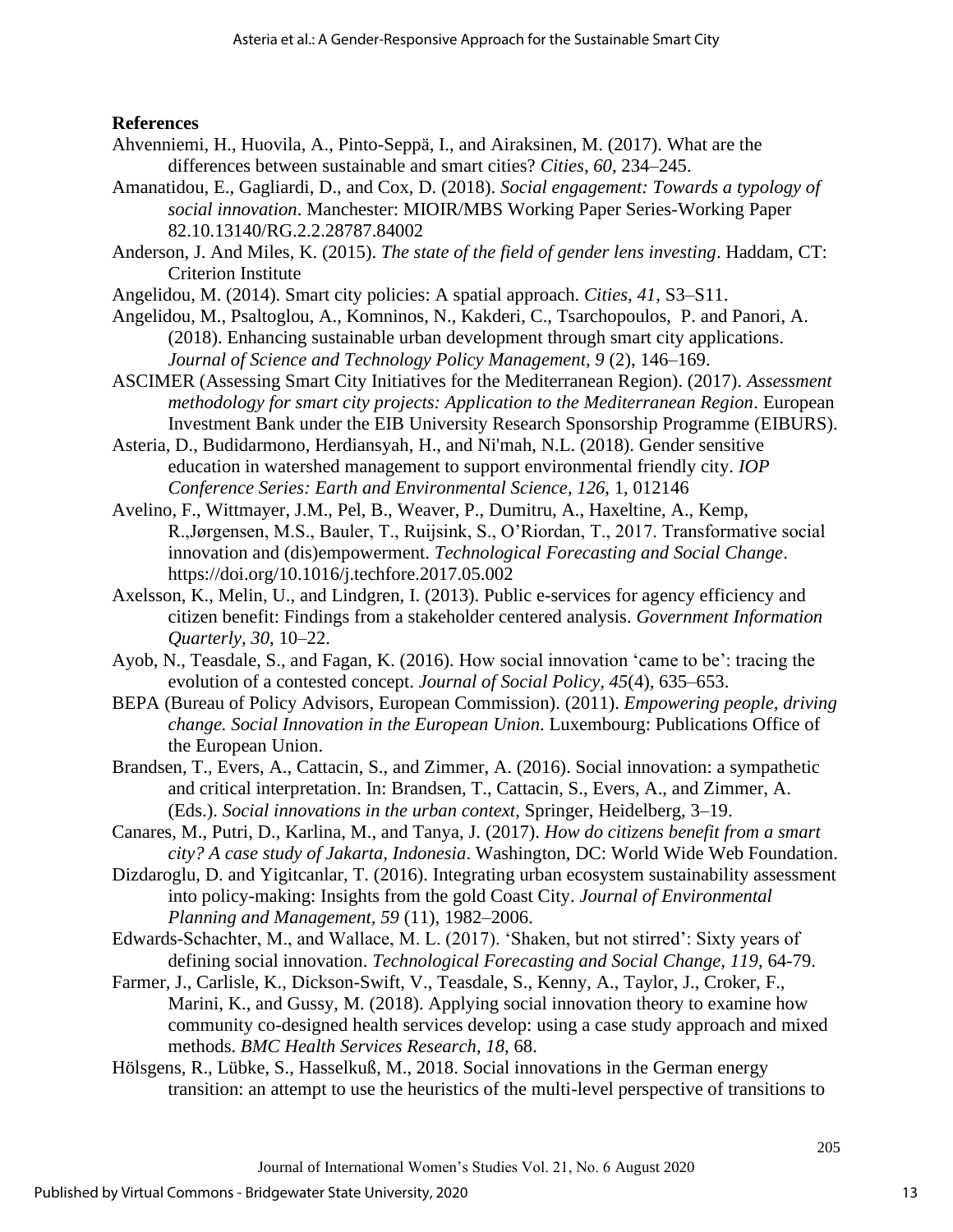**References**

Ahvenniemi, H., Huovila, A., Pinto-Seppä, I., and Airaksinen, M. (2017). What are the differences between sustainable and smart cities? *Cities, 60*, 234–245.

Amanatidou, E., Gagliardi, D., and Cox, D. (2018). *Social engagement: Towards a typology of social innovation*. Manchester: MIOIR/MBS Working Paper Series-Working Paper 82.10.13140/RG.2.2.28787.84002

Anderson, J. And Miles, K. (2015). *The state of the field of gender lens investing*. Haddam, CT: Criterion Institute

Angelidou, M. (2014). Smart city policies: A spatial approach. *Cities, 41*, S3–S11.

Angelidou, M., Psaltoglou, A., Komninos, N., Kakderi, C., Tsarchopoulos, P. and Panori, A. (2018). Enhancing sustainable urban development through smart city applications. *Journal of Science and Technology Policy Management, 9* (2), 146–169.

ASCIMER (Assessing Smart City Initiatives for the Mediterranean Region). (2017). *Assessment methodology for smart city projects: Application to the Mediterranean Region*. European Investment Bank under the EIB University Research Sponsorship Programme (EIBURS).

Asteria, D., Budidarmono, Herdiansyah, H., and Ni'mah, N.L. (2018). Gender sensitive education in watershed management to support environmental friendly city. *IOP Conference Series: Earth and Environmental Science, 126*, 1, 012146

Avelino, F., Wittmayer, J.M., Pel, B., Weaver, P., Dumitru, A., Haxeltine, A., Kemp, R.,Jørgensen, M.S., Bauler, T., Ruijsink, S., O'Riordan, T., 2017. Transformative social innovation and (dis)empowerment. *Technological Forecasting and Social Change*. https://doi.org/10.1016/j.techfore.2017.05.002

Axelsson, K., Melin, U., and Lindgren, I. (2013). Public e-services for agency efficiency and citizen benefit: Findings from a stakeholder centered analysis. *Government Information Quarterly, 30*, 10–22.

Ayob, N., Teasdale, S., and Fagan, K. (2016). How social innovation 'came to be': tracing the evolution of a contested concept. *Journal of Social Policy, 45*(4), 635–653.

BEPA (Bureau of Policy Advisors, European Commission). (2011). *Empowering people, driving change. Social Innovation in the European Union*. Luxembourg: Publications Office of the European Union.

Brandsen, T., Evers, A., Cattacin, S., and Zimmer, A. (2016). Social innovation: a sympathetic and critical interpretation. In: Brandsen, T., Cattacin, S., Evers, A., and Zimmer, A. (Eds.). *Social innovations in the urban context*, Springer, Heidelberg, 3–19.

Canares, M., Putri, D., Karlina, M., and Tanya, J. (2017). *How do citizens benefit from a smart city? A case study of Jakarta, Indonesia*. Washington, DC: World Wide Web Foundation.

Dizdaroglu, D. and Yigitcanlar, T. (2016). Integrating urban ecosystem sustainability assessment into policy-making: Insights from the gold Coast City. *Journal of Environmental Planning and Management, 59* (11), 1982–2006.

Edwards-Schachter, M., and Wallace, M. L. (2017). 'Shaken, but not stirred': Sixty years of defining social innovation. *Technological Forecasting and Social Change, 119*, 64-79.

Farmer, J., Carlisle, K., Dickson-Swift, V., Teasdale, S., Kenny, A., Taylor, J., Croker, F., Marini, K., and Gussy, M. (2018). Applying social innovation theory to examine how community co-designed health services develop: using a case study approach and mixed methods. *BMC Health Services Research, 18*, 68.

Hölsgens, R., Lübke, S., Hasselkuß, M., 2018. Social innovations in the German energy transition: an attempt to use the heuristics of the multi-level perspective of transitions to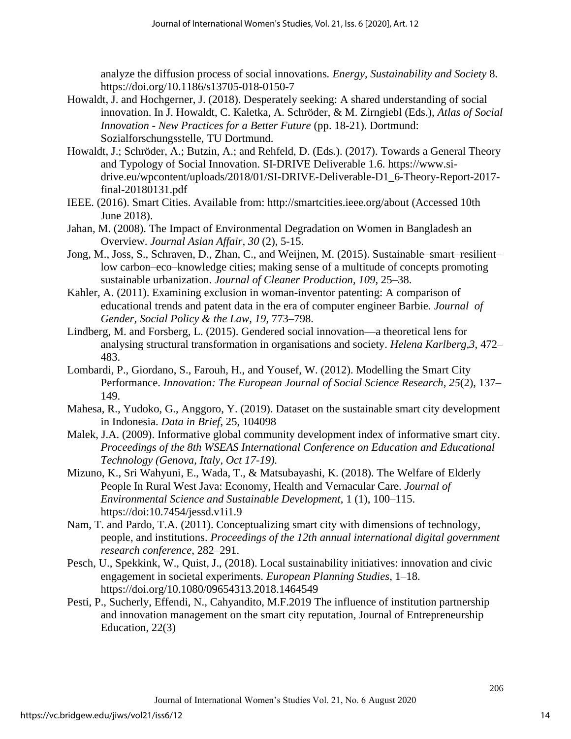analyze the diffusion process of social innovations. *Energy, Sustainability and Society* 8. https://doi.org/10.1186/s13705-018-0150-7

Howaldt, J. and Hochgerner, J. (2018). Desperately seeking: A shared understanding of social innovation. In J. Howaldt, C. Kaletka, A. Schröder, & M. Zirngiebl (Eds.), *Atlas of Social Innovation - New Practices for a Better Future* (pp. 18-21). Dortmund: Sozialforschungsstelle, TU Dortmund.

Howaldt, J.; Schröder, A.; Butzin, A.; and Rehfeld, D. (Eds.). (2017). Towards a General Theory and Typology of Social Innovation. SI-DRIVE Deliverable 1.6. https://www.si-drive.eu/wpcontent/uploads/2018/01/SI-DRIVE-Deliverable-D1_6-Theory-Report-2017-final-20180131.pdf

IEEE. (2016). Smart Cities. Available from: http://smartcities.ieee.org/about (Accessed 10th June 2018).

Jahan, M. (2008). The Impact of Environmental Degradation on Women in Bangladesh an Overview. *Journal Asian Affair, 30* (2), 5-15.

Jong, M., Joss, S., Schraven, D., Zhan, C., and Weijnen, M. (2015). Sustainable–smart–resilient–low carbon–eco–knowledge cities; making sense of a multitude of concepts promoting sustainable urbanization. *Journal of Cleaner Production, 109*, 25–38.

Kahler, A. (2011). Examining exclusion in woman-inventor patenting: A comparison of educational trends and patent data in the era of computer engineer Barbie. *Journal of Gender, Social Policy & the Law, 19*, 773–798.

Lindberg, M. and Forsberg, L. (2015). Gendered social innovation—a theoretical lens for analysing structural transformation in organisations and society. *Helena Karlberg,3*, 472–483.

Lombardi, P., Giordano, S., Farouh, H., and Yousef, W. (2012). Modelling the Smart City Performance. *Innovation: The European Journal of Social Science Research, 25*(2), 137–149.

Mahesa, R., Yudoko, G., Anggoro, Y. (2019). Dataset on the sustainable smart city development in Indonesia. *Data in Brief*, 25, 104098

Malek, J.A. (2009). Informative global community development index of informative smart city. *Proceedings of the 8th WSEAS International Conference on Education and Educational Technology (Genova, Italy, Oct 17-19).*

Mizuno, K., Sri Wahyuni, E., Wada, T., & Matsubayashi, K. (2018). The Welfare of Elderly People In Rural West Java: Economy, Health and Vernacular Care. *Journal of Environmental Science and Sustainable Development*, 1 (1), 100–115. https://doi:10.7454/jessd.v1i1.9

Nam, T. and Pardo, T.A. (2011). Conceptualizing smart city with dimensions of technology, people, and institutions. *Proceedings of the 12th annual international digital government research conference*, 282–291.

Pesch, U., Spekkink, W., Quist, J., (2018). Local sustainability initiatives: innovation and civic engagement in societal experiments. *European Planning Studies*, 1–18. https://doi.org/10.1080/09654313.2018.1464549

Pesti, P., Sucherly, Effendi, N., Cahyandito, M.F.2019 The influence of institution partnership and innovation management on the smart city reputation, Journal of Entrepreneurship Education, 22(3)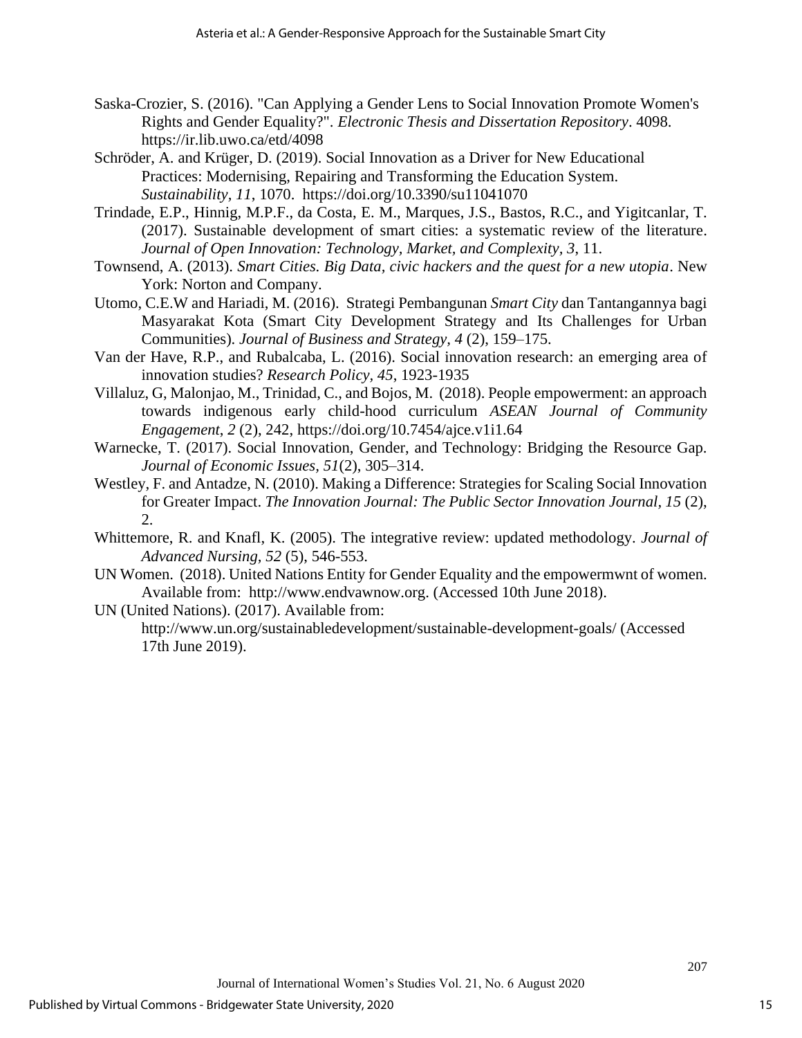Saska-Crozier, S. (2016). "Can Applying a Gender Lens to Social Innovation Promote Women's Rights and Gender Equality?". *Electronic Thesis and Dissertation Repository*. 4098. https://ir.lib.uwo.ca/etd/4098

Schröder, A. and Krüger, D. (2019). Social Innovation as a Driver for New Educational Practices: Modernising, Repairing and Transforming the Education System. *Sustainability*, *11*, 1070. https://doi.org/10.3390/su11041070

Trindade, E.P., Hinnig, M.P.F., da Costa, E. M., Marques, J.S., Bastos, R.C., and Yigitcanlar, T. (2017). Sustainable development of smart cities: a systematic review of the literature. *Journal of Open Innovation: Technology, Market, and Complexity, 3*, 11.

Townsend, A. (2013). *Smart Cities. Big Data, civic hackers and the quest for a new utopia*. New York: Norton and Company.

Utomo, C.E.W and Hariadi, M. (2016). Strategi Pembangunan *Smart City* dan Tantangannya bagi Masyarakat Kota (Smart City Development Strategy and Its Challenges for Urban Communities). *Journal of Business and Strategy, 4* (2), 159–175.

Van der Have, R.P., and Rubalcaba, L. (2016). Social innovation research: an emerging area of innovation studies? *Research Policy, 45*, 1923-1935

Villaluz, G, Malonjao, M., Trinidad, C., and Bojos, M. (2018). People empowerment: an approach towards indigenous early child-hood curriculum *ASEAN Journal of Community Engagement*, *2* (2), 242, https://doi.org/10.7454/ajce.v1i1.64

Warnecke, T. (2017). Social Innovation, Gender, and Technology: Bridging the Resource Gap. *Journal of Economic Issues*, *51*(2), 305–314.

Westley, F. and Antadze, N. (2010). Making a Difference: Strategies for Scaling Social Innovation for Greater Impact. *The Innovation Journal: The Public Sector Innovation Journal, 15* (2), 2.

Whittemore, R. and Knafl, K. (2005). The integrative review: updated methodology. *Journal of Advanced Nursing, 52* (5), 546-553.

UN Women. (2018). United Nations Entity for Gender Equality and the empowermwnt of women. Available from: http://www.endvawnow.org. (Accessed 10th June 2018).

UN (United Nations). (2017). Available from: http://www.un.org/sustainabledevelopment/sustainable-development-goals/ (Accessed 17th June 2019).